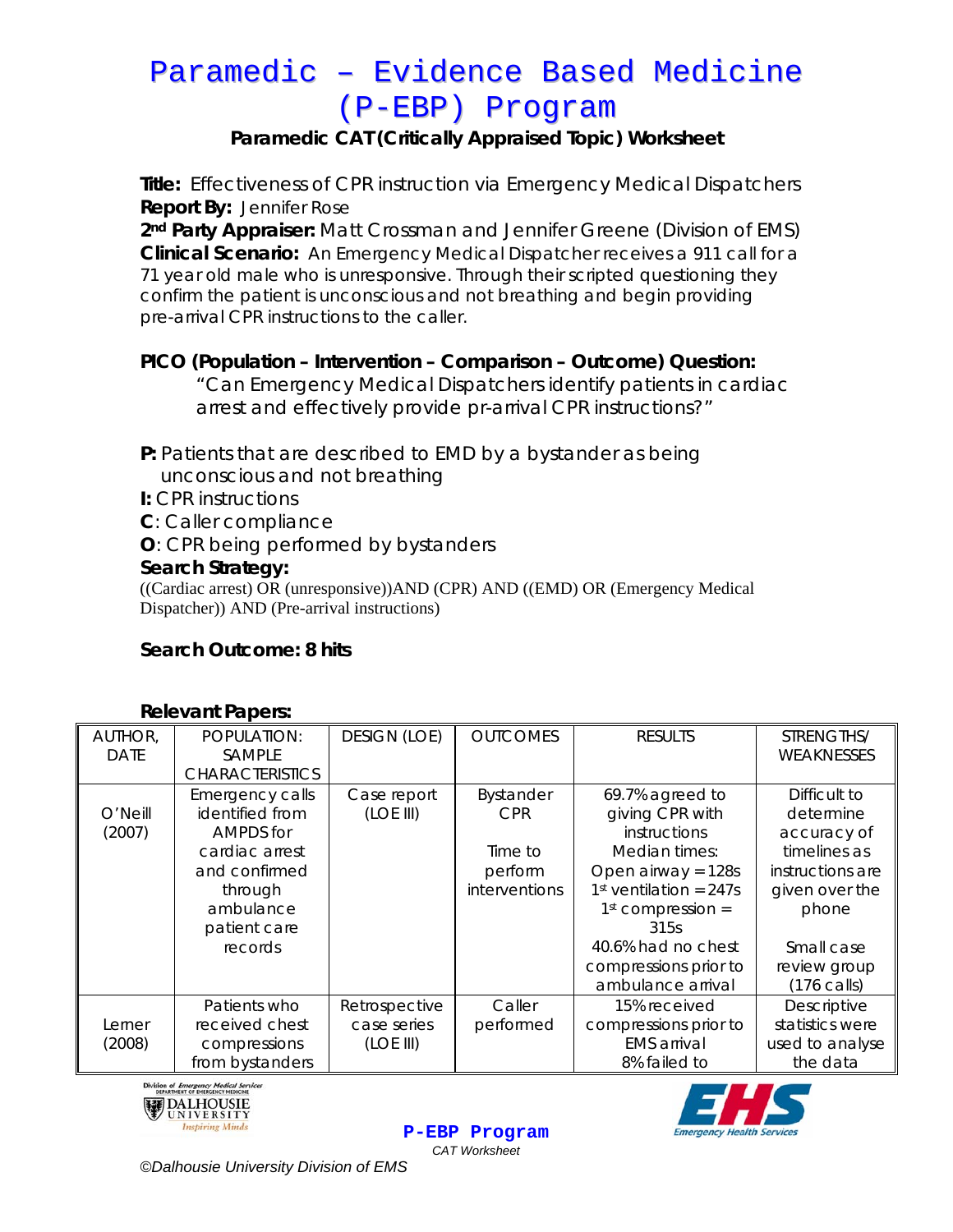# Paramedic – Evidence Based Medicine (P-EBP) Program

**Paramedic CAT (Critically Appraised Topic) Worksheet**

**Title:** Effectiveness of CPR instruction via Emergency Medical Dispatchers

**Report By:** Jennifer Rose

**2nd Party Appraiser:** Matt Crossman and Jennifer Greene (Division of EMS)

**Clinical Scenario:** An Emergency Medical Dispatcher receives a 911 call for a 71 year old male who is unresponsive. Through their scripted questioning they confirm the patient is unconscious and not breathing and begin providing pre-arrival CPR instructions to the caller.

**PICO (Population – Intervention – Comparison – Outcome) Question:**

"Can Emergency Medical Dispatchers identify patients in cardiac arrest and effectively provide pr-arrival CPR instructions?"

**P:** Patients that are described to EMD by a bystander as being unconscious and not breathing

**I:** CPR instructions

**C**: Caller compliance

**O**: CPR being performed by bystanders

**Search Strategy:**

((Cardiac arrest) OR (unresponsive))AND (CPR) AND ((EMD) OR (Emergency Medical Dispatcher)) AND (Pre-arrival instructions)

**Search Outcome: 8 hits**

**Relevant Papers:**

| AUTHOR, DATE | POPULATION: SAMPLE CHARACTERISTICS | DESIGN (LOE) | OUTCOMES | RESULTS | STRENGTHS/ WEAKNESSES |
|---|---|---|---|---|---|
| O'Neill (2007) | Emergency calls identified from AMPDS for cardiac arrest and confirmed through ambulance patient care records | Case report (LOE III) | Bystander CPR<br><br>Time to perform interventions | 69.7% agreed to giving CPR with instructions<br>Median times:<br>Open airway = 128s<br>1st ventilation = 247s<br>1st compression = 315s<br>40.6% had no chest compressions prior to ambulance arrival | Difficult to determine accuracy of timelines as instructions are given over the phone<br><br>Small case review group (176 calls) |
| Lerner (2008) | Patients who received chest compressions from bystanders | Retrospective case series (LOE III) | Caller performed | 15% received compressions prior to EMS arrival<br>8% failed to | Descriptive statistics were used to analyse the data |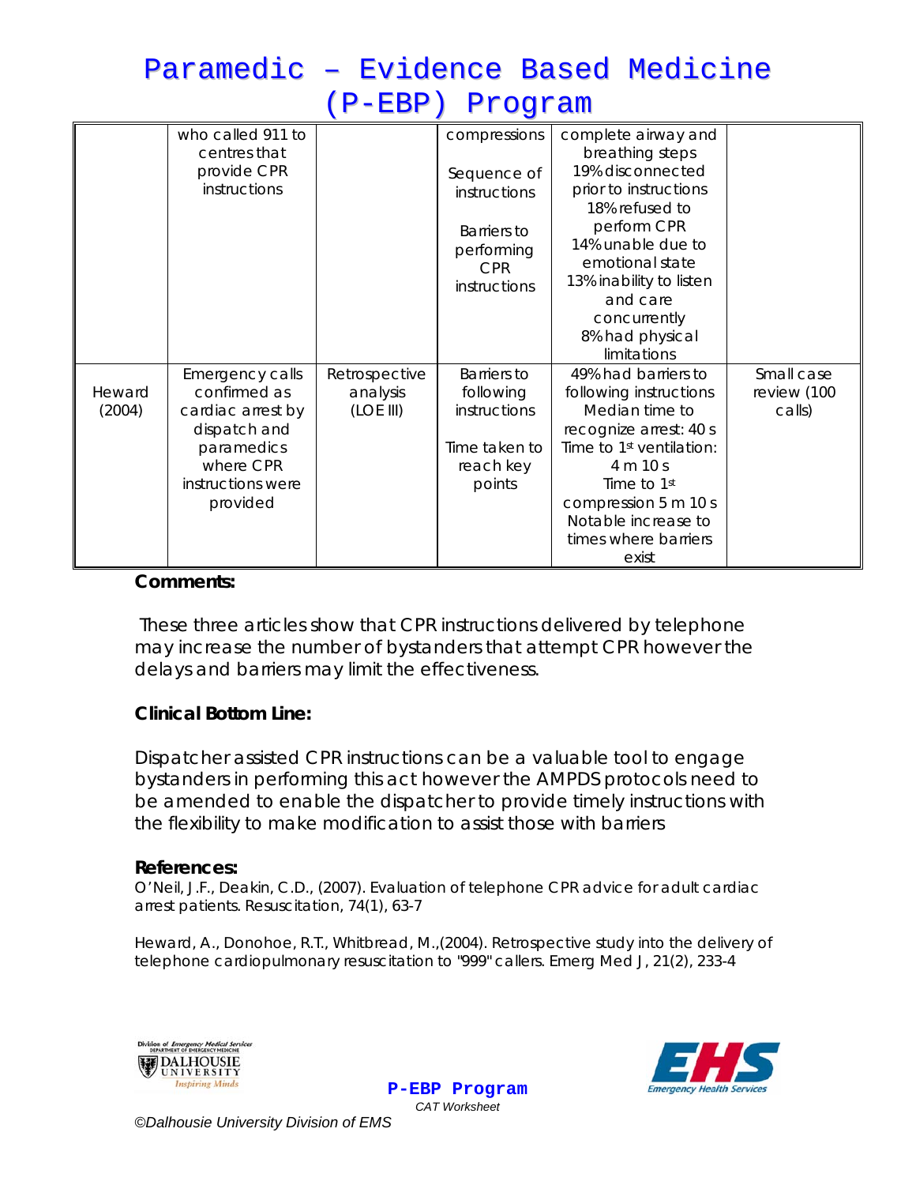| | who called 911 to centres that provide CPR instructions | | compressions<br><br>Sequence of instructions<br><br>Barriers to performing CPR instructions | complete airway and breathing steps<br>19% disconnected prior to instructions<br>18% refused to perform CPR<br>14% unable due to emotional state<br>13% inability to listen and care concurrently<br>8% had physical limitations | |
|---|---|---|---|---|---|
| Heward (2004) | Emergency calls confirmed as cardiac arrest by dispatch and paramedics where CPR instructions were provided | Retrospective analysis (LOE III) | Barriers to following instructions<br><br>Time taken to reach key points | 49% had barriers to following instructions<br>Median time to recognize arrest: 40 s<br>Time to 1st ventilation: 4 m 10 s<br>Time to 1st compression 5 m 10 s<br>Notable increase to times where barriers exist | Small case review (100 calls) |

**Comments:**

These three articles show that CPR instructions delivered by telephone may increase the number of bystanders that attempt CPR however the delays and barriers may limit the effectiveness.

**Clinical Bottom Line:**

Dispatcher assisted CPR instructions can be a valuable tool to engage bystanders in performing this act however the AMPDS protocols need to be amended to enable the dispatcher to provide timely instructions with the flexibility to make modification to assist those with barriers

**References:**

O'Neil, J.F., Deakin, C.D., (2007). Evaluation of telephone CPR advice for adult cardiac arrest patients. Resuscitation, 74(1), 63-7

Heward, A., Donohoe, R.T., Whitbread, M.,(2004). Retrospective study into the delivery of telephone cardiopulmonary resuscitation to "999" callers. Emerg Med J, 21(2), 233-4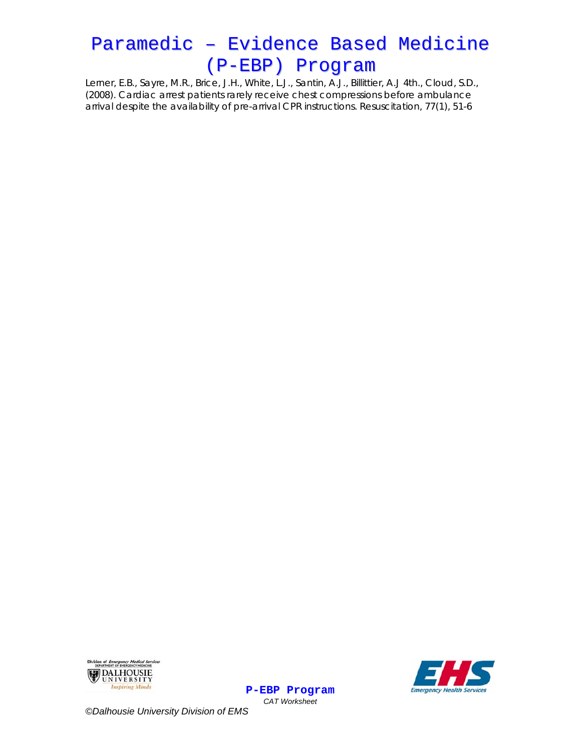# Paramedic – Evidence Based Medicine (P-EBP) Program

Lerner, E.B., Sayre, M.R., Brice, J.H., White, L.J., Santin, A.J., Billittier, A.J 4th., Cloud, S.D., (2008). Cardiac arrest patients rarely receive chest compressions before ambulance arrival despite the availability of pre-arrival CPR instructions. Resuscitation, 77(1), 51-6